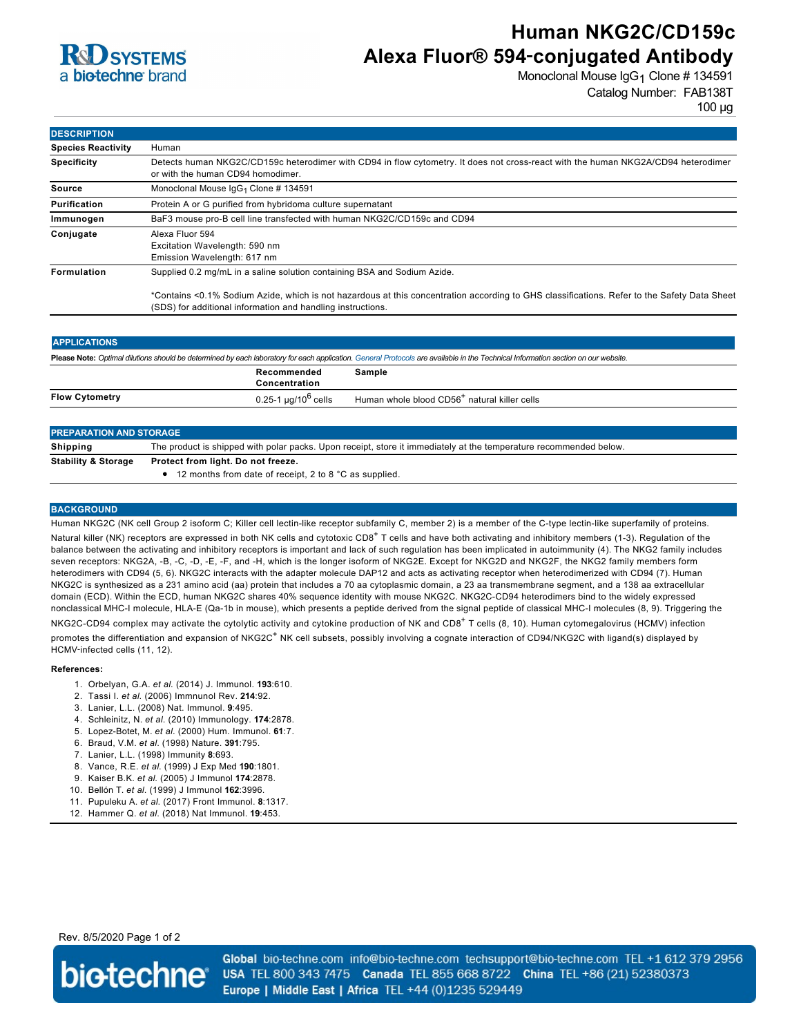# Human NKG2C/CD159c Alexa Fluor® 594-conjugated Antibody

Monoclonal Mouse $IgG_1$ Clone # 134591

Catalog Number: FAB138T

100 µg

## DESCRIPTION

| | |
|---|---|
| **Species Reactivity** | Human |
| **Specificity** | Detects human NKG2C/CD159c heterodimer with CD94 in flow cytometry. It does not cross-react with the human NKG2A/CD94 heterodimer or with the human CD94 homodimer. |
| **Source** | Monoclonal Mouse $IgG_1$ Clone # 134591 |
| **Purification** | Protein A or G purified from hybridoma culture supernatant |
| **Immunogen** | BaF3 mouse pro-B cell line transfected with human NKG2C/CD159c and CD94 |
| **Conjugate** | Alexa Fluor 594<br>Excitation Wavelength: 590 nm<br>Emission Wavelength: 617 nm |
| **Formulation** | Supplied 0.2 mg/mL in a saline solution containing BSA and Sodium Azide.<br><br>*Contains <0.1% Sodium Azide, which is not hazardous at this concentration according to GHS classifications. Refer to the Safety Data Sheet (SDS) for additional information and handling instructions. |

## APPLICATIONS

**Please Note:** *Optimal dilutions should be determined by each laboratory for each application. General Protocols are available in the Technical Information section on our website.*

| | Recommended Concentration | Sample |
|---|---|---|
| **Flow Cytometry** | 0.25-1 µg/$10^6$ cells | Human whole blood CD56+ natural killer cells |

## PREPARATION AND STORAGE

| | |
|---|---|
| **Shipping** | The product is shipped with polar packs. Upon receipt, store it immediately at the temperature recommended below. |
| **Stability & Storage** | **Protect from light. Do not freeze.**<br>• 12 months from date of receipt, 2 to 8 °C as supplied. |

## BACKGROUND

Human NKG2C (NK cell Group 2 isoform C; Killer cell lectin-like receptor subfamily C, member 2) is a member of the C-type lectin-like superfamily of proteins. Natural killer (NK) receptors are expressed in both NK cells and cytotoxic CD8+ T cells and have both activating and inhibitory members (1-3). Regulation of the balance between the activating and inhibitory receptors is important and lack of such regulation has been implicated in autoimmunity (4). The NKG2 family includes seven receptors: NKG2A, -B, -C, -D, -E, -F, and -H, which is the longer isoform of NKG2E. Except for NKG2D and NKG2F, the NKG2 family members form heterodimers with CD94 (5, 6). NKG2C interacts with the adapter molecule DAP12 and acts as activating receptor when heterodimerized with CD94 (7). Human NKG2C is synthesized as a 231 amino acid (aa) protein that includes a 70 aa cytoplasmic domain, a 23 aa transmembrane segment, and a 138 aa extracellular domain (ECD). Within the ECD, human NKG2C shares 40% sequence identity with mouse NKG2C. NKG2C-CD94 heterodimers bind to the widely expressed nonclassical MHC-I molecule, HLA-E (Qa-1b in mouse), which presents a peptide derived from the signal peptide of classical MHC-I molecules (8, 9). Triggering the NKG2C-CD94 complex may activate the cytolytic activity and cytokine production of NK and CD8+ T cells (8, 10). Human cytomegalovirus (HCMV) infection promotes the differentiation and expansion of NKG2C+ NK cell subsets, possibly involving a cognate interaction of CD94/NKG2C with ligand(s) displayed by HCMV-infected cells (11, 12).

**References:**

1. Orbelyan, G.A. *et al.* (2014) J. Immunol. **193**:610.
2. Tassi I. *et al.* (2006) Immnunol Rev. **214**:92.
3. Lanier, L.L. (2008) Nat. Immunol. **9**:495.
4. Schleinitz, N. *et al.* (2010) Immunology. **174**:2878.
5. Lopez-Botet, M. *et al.* (2000) Hum. Immunol. **61**:7.
6. Braud, V.M. *et al.* (1998) Nature. **391**:795.
7. Lanier, L.L. (1998) Immunity **8**:693.
8. Vance, R.E. *et al.* (1999) J Exp Med **190**:1801.
9. Kaiser B.K. *et al.* (2005) J Immunol **174**:2878.
10. Bellón T. *et al.* (1999) J Immunol **162**:3996.
11. Pupuleku A. *et al.* (2017) Front Immunol. **8**:1317.
12. Hammer Q. *et al.* (2018) Nat Immunol. **19**:453.

Rev. 8/5/2020

**Global** bio-techne.com info@bio-techne.com techsupport@bio-techne.com TEL +1 612 379 2956 **USA** TEL 800 343 7475 **Canada** TEL 855 668 8722 **China** TEL +86 (21) 52380373 **Europe | Middle East | Africa** TEL +44 (0)1235 529449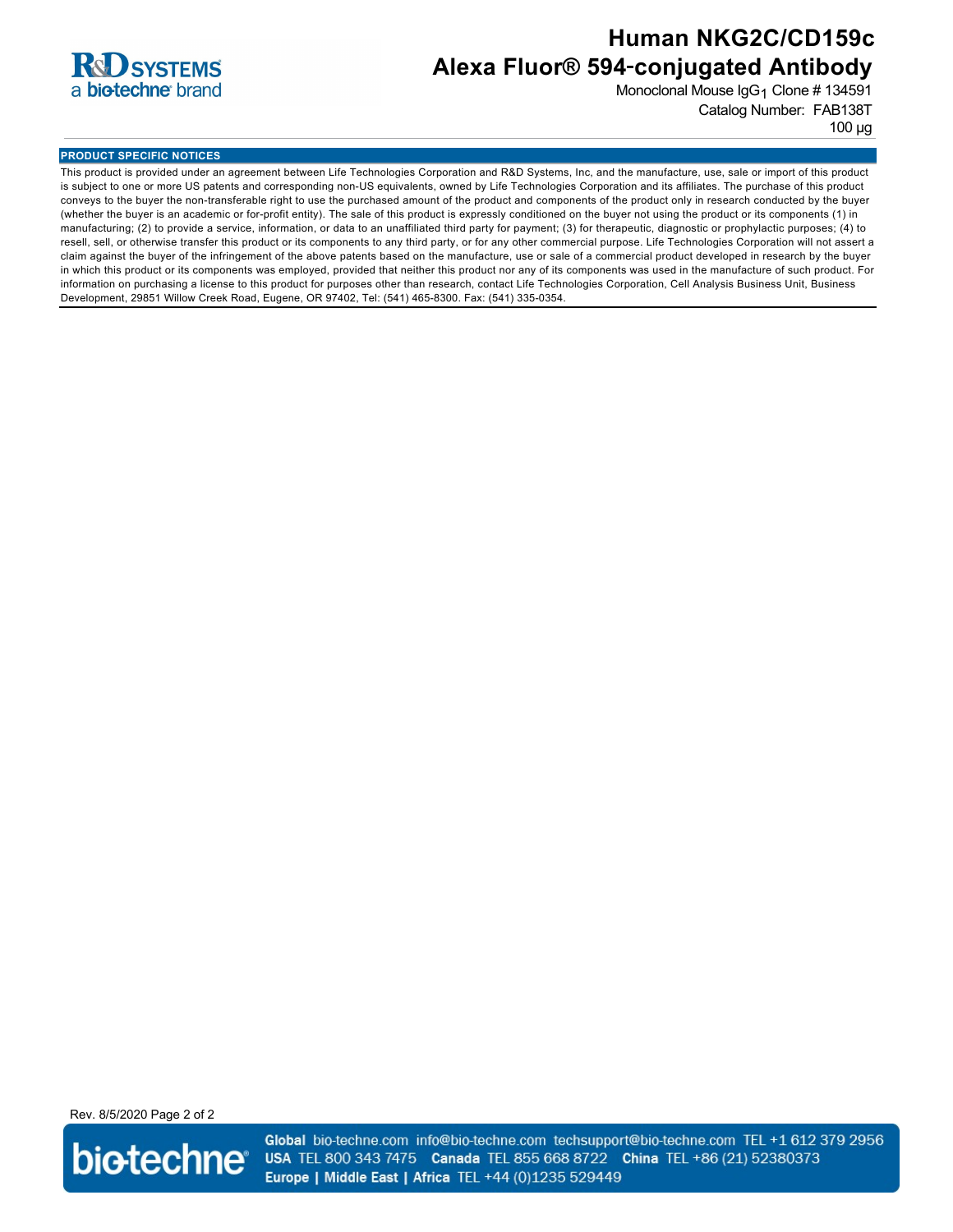# Human NKG2C/CD159c Alexa Fluor® 594-conjugated Antibody

Monoclonal Mouse $IgG_1$ Clone # 134591

Catalog Number: FAB138T

100 µg

## PRODUCT SPECIFIC NOTICES

This product is provided under an agreement between Life Technologies Corporation and R&D Systems, Inc, and the manufacture, use, sale or import of this product is subject to one or more US patents and corresponding non-US equivalents, owned by Life Technologies Corporation and its affiliates. The purchase of this product conveys to the buyer the non-transferable right to use the purchased amount of the product and components of the product only in research conducted by the buyer (whether the buyer is an academic or for-profit entity). The sale of this product is expressly conditioned on the buyer not using the product or its components (1) in manufacturing; (2) to provide a service, information, or data to an unaffiliated third party for payment; (3) for therapeutic, diagnostic or prophylactic purposes; (4) to resell, sell, or otherwise transfer this product or its components to any third party, or for any other commercial purpose. Life Technologies Corporation will not assert a claim against the buyer of the infringement of the above patents based on the manufacture, use or sale of a commercial product developed in research by the buyer in which this product or its components was employed, provided that neither this product nor any of its components was used in the manufacture of such product. For information on purchasing a license to this product for purposes other than research, contact Life Technologies Corporation, Cell Analysis Business Unit, Business Development, 29851 Willow Creek Road, Eugene, OR 97402, Tel: (541) 465-8300. Fax: (541) 335-0354.

Rev. 8/5/2020

**Global** bio-techne.com info@bio-techne.com techsupport@bio-techne.com TEL +1 612 379 2956 **USA** TEL 800 343 7475 **Canada** TEL 855 668 8722 **China** TEL +86 (21) 52380373 **Europe | Middle East | Africa** TEL +44 (0)1235 529449